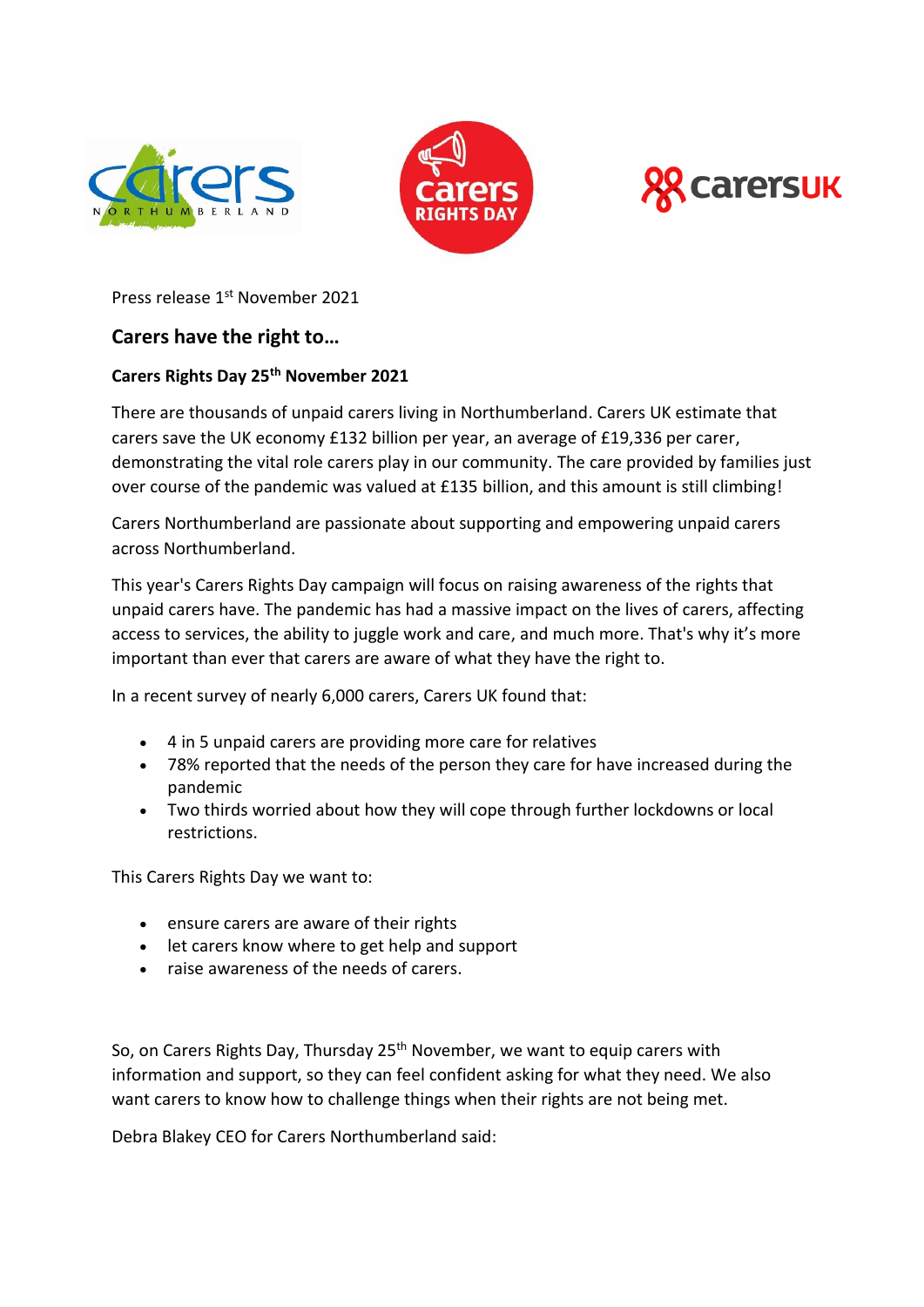Press release 1st November 2021

## Carers have the right to…

**Carers Rights Day 25th November 2021**

There are thousands of unpaid carers living in Northumberland. Carers UK estimate that carers save the UK economy £132 billion per year, an average of £19,336 per carer, demonstrating the vital role carers play in our community. The care provided by families just over course of the pandemic was valued at £135 billion, and this amount is still climbing!

Carers Northumberland are passionate about supporting and empowering unpaid carers across Northumberland.

This year's Carers Rights Day campaign will focus on raising awareness of the rights that unpaid carers have. The pandemic has had a massive impact on the lives of carers, affecting access to services, the ability to juggle work and care, and much more. That's why it's more important than ever that carers are aware of what they have the right to.

In a recent survey of nearly 6,000 carers, Carers UK found that:

- 4 in 5 unpaid carers are providing more care for relatives
- 78% reported that the needs of the person they care for have increased during the pandemic
- Two thirds worried about how they will cope through further lockdowns or local restrictions.

This Carers Rights Day we want to:

- ensure carers are aware of their rights
- let carers know where to get help and support
- raise awareness of the needs of carers.

So, on Carers Rights Day, Thursday 25th November, we want to equip carers with information and support, so they can feel confident asking for what they need. We also want carers to know how to challenge things when their rights are not being met.

Debra Blakey CEO for Carers Northumberland said: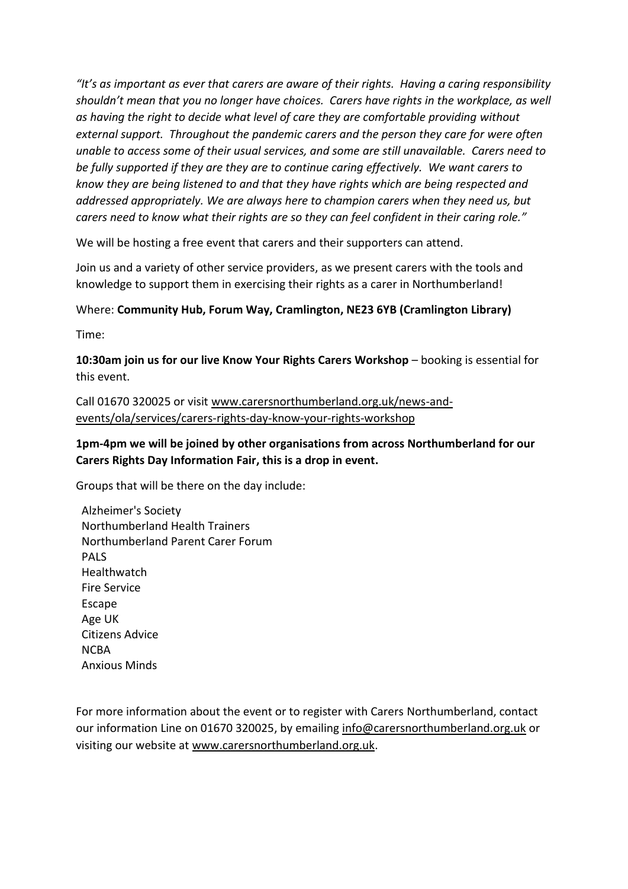*"It's as important as ever that carers are aware of their rights. Having a caring responsibility shouldn't mean that you no longer have choices. Carers have rights in the workplace, as well as having the right to decide what level of care they are comfortable providing without external support. Throughout the pandemic carers and the person they care for were often unable to access some of their usual services, and some are still unavailable. Carers need to be fully supported if they are they are to continue caring effectively. We want carers to know they are being listened to and that they have rights which are being respected and addressed appropriately. We are always here to champion carers when they need us, but carers need to know what their rights are so they can feel confident in their caring role."*

We will be hosting a free event that carers and their supporters can attend.

Join us and a variety of other service providers, as we present carers with the tools and knowledge to support them in exercising their rights as a carer in Northumberland!

Where: **Community Hub, Forum Way, Cramlington, NE23 6YB (Cramlington Library)**

Time:

**10:30am join us for our live Know Your Rights Carers Workshop** – booking is essential for this event.

Call 01670 320025 or visit www.carersnorthumberland.org.uk/news-and-events/ola/services/carers-rights-day-know-your-rights-workshop

**1pm-4pm we will be joined by other organisations from across Northumberland for our Carers Rights Day Information Fair, this is a drop in event.**

Groups that will be there on the day include:

- Alzheimer's Society
- Northumberland Health Trainers
- Northumberland Parent Carer Forum
- PALS
- Healthwatch
- Fire Service
- Escape
- Age UK
- Citizens Advice
- NCBA
- Anxious Minds

For more information about the event or to register with Carers Northumberland, contact our information Line on 01670 320025, by emailing info@carersnorthumberland.org.uk or visiting our website at www.carersnorthumberland.org.uk.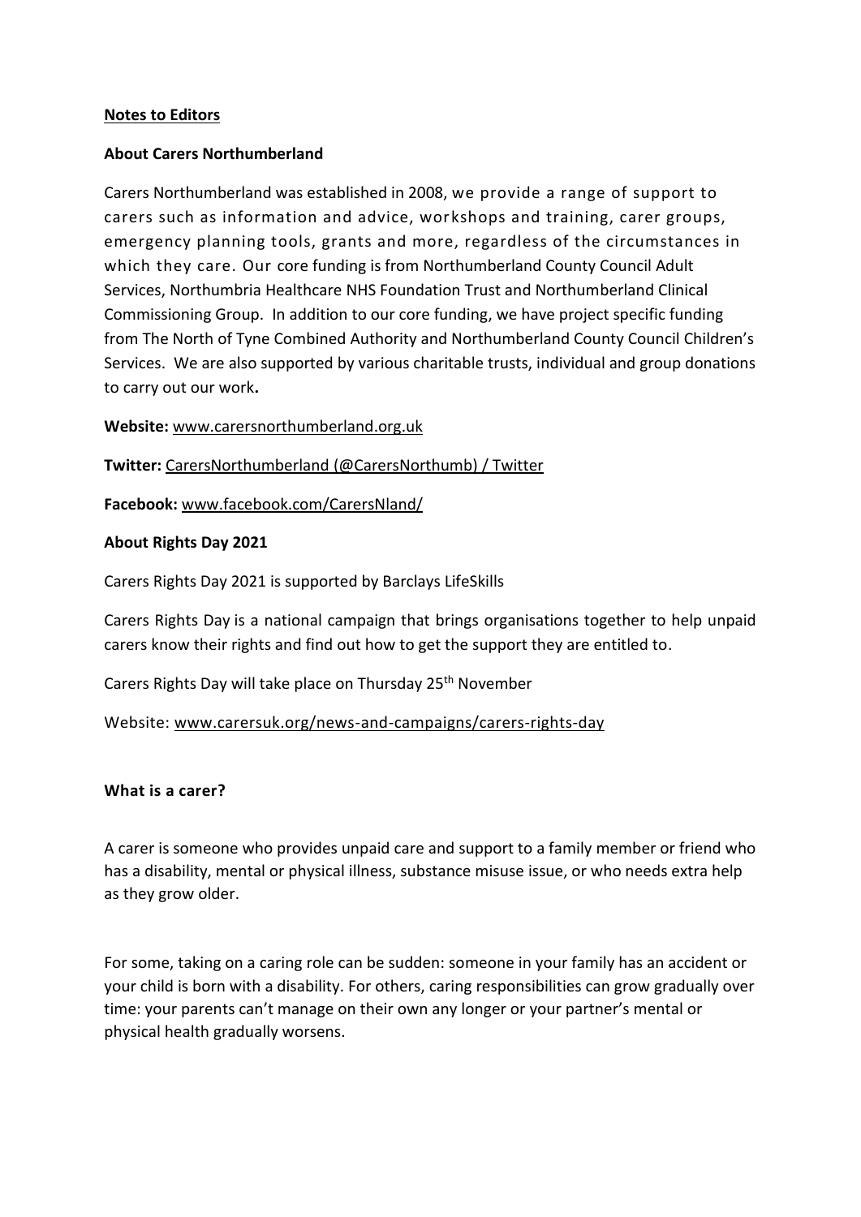**Notes to Editors**

**About Carers Northumberland**

Carers Northumberland was established in 2008, we provide a range of support to carers such as information and advice, workshops and training, carer groups, emergency planning tools, grants and more, regardless of the circumstances in which they care. Our core funding is from Northumberland County Council Adult Services, Northumbria Healthcare NHS Foundation Trust and Northumberland Clinical Commissioning Group. In addition to our core funding, we have project specific funding from The North of Tyne Combined Authority and Northumberland County Council Children's Services. We are also supported by various charitable trusts, individual and group donations to carry out our work**.**

**Website:** www.carersnorthumberland.org.uk

**Twitter:** CarersNorthumberland (@CarersNorthumb) / Twitter

**Facebook:** www.facebook.com/CarersNland/

**About Rights Day 2021**

Carers Rights Day 2021 is supported by Barclays LifeSkills

Carers Rights Day is a national campaign that brings organisations together to help unpaid carers know their rights and find out how to get the support they are entitled to.

Carers Rights Day will take place on Thursday 25th November

Website: www.carersuk.org/news-and-campaigns/carers-rights-day

**What is a carer?**

A carer is someone who provides unpaid care and support to a family member or friend who has a disability, mental or physical illness, substance misuse issue, or who needs extra help as they grow older.

For some, taking on a caring role can be sudden: someone in your family has an accident or your child is born with a disability. For others, caring responsibilities can grow gradually over time: your parents can't manage on their own any longer or your partner's mental or physical health gradually worsens.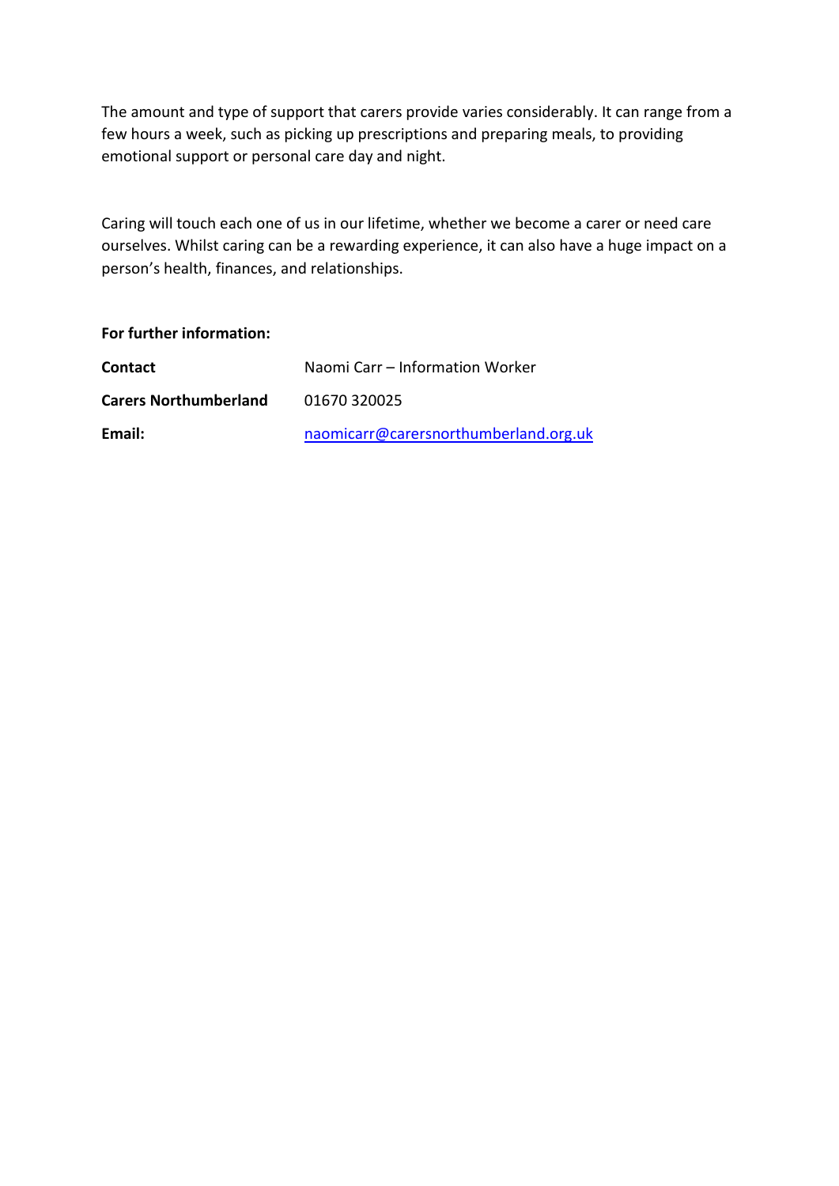The amount and type of support that carers provide varies considerably. It can range from a few hours a week, such as picking up prescriptions and preparing meals, to providing emotional support or personal care day and night.

Caring will touch each one of us in our lifetime, whether we become a carer or need care ourselves. Whilst caring can be a rewarding experience, it can also have a huge impact on a person's health, finances, and relationships.

**For further information:**

| | |
|---|---|
| **Contact** | Naomi Carr – Information Worker |
| **Carers Northumberland** | 01670 320025 |
| **Email:** | naomicarr@carersnorthumberland.org.uk |